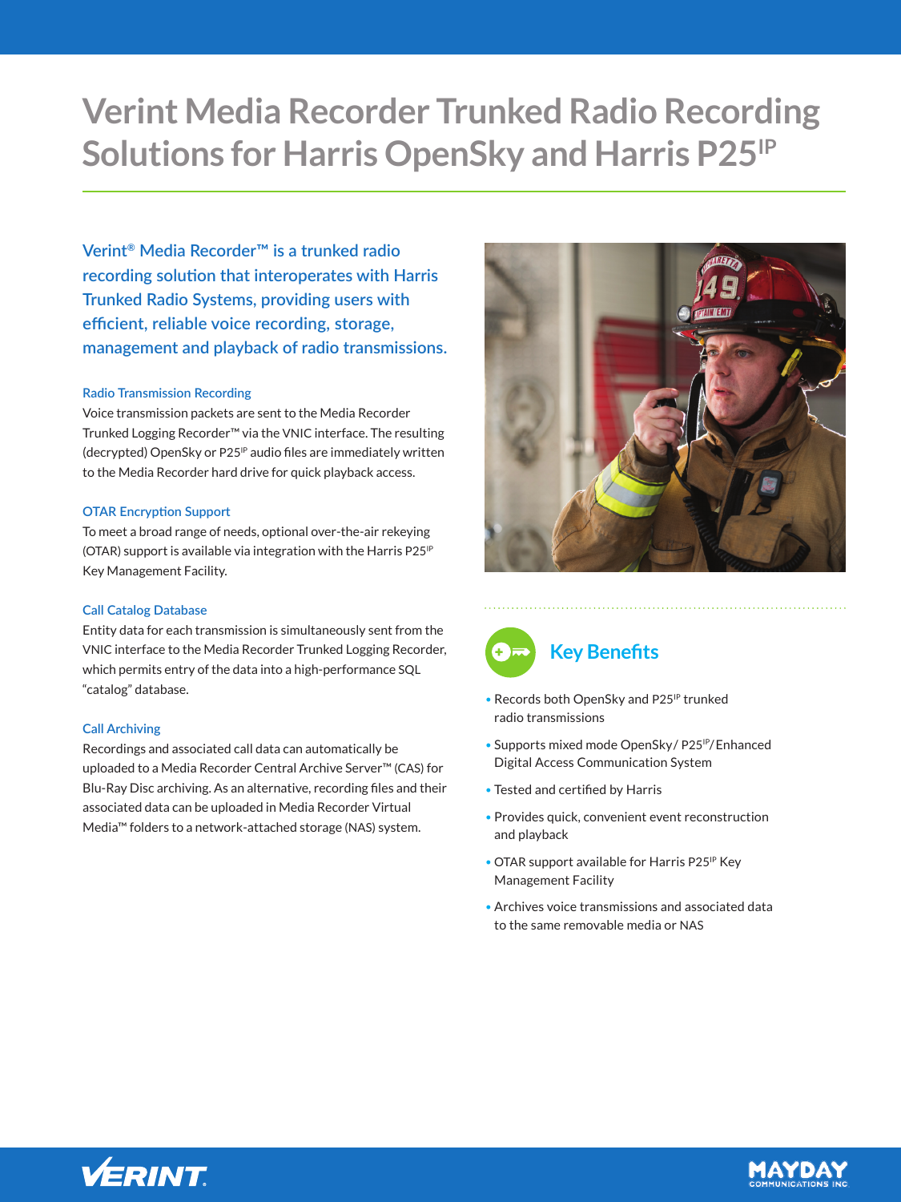# Verint Media Recorder Trunked Radio Recording Solutions for Harris OpenSky and Harris P25$^{IP}$

**Verint® Media Recorder™ is a trunked radio recording solution that interoperates with Harris Trunked Radio Systems, providing users with efficient, reliable voice recording, storage, management and playback of radio transmissions.**

### Radio Transmission Recording

Voice transmission packets are sent to the Media Recorder Trunked Logging Recorder™ via the VNIC interface. The resulting (decrypted) OpenSky or P25$^{IP}$ audio files are immediately written to the Media Recorder hard drive for quick playback access.

### OTAR Encryption Support

To meet a broad range of needs, optional over-the-air rekeying (OTAR) support is available via integration with the Harris P25$^{IP}$ Key Management Facility.

### Call Catalog Database

Entity data for each transmission is simultaneously sent from the VNIC interface to the Media Recorder Trunked Logging Recorder, which permits entry of the data into a high-performance SQL "catalog" database.

### Call Archiving

Recordings and associated call data can automatically be uploaded to a Media Recorder Central Archive Server™ (CAS) for Blu-Ray Disc archiving. As an alternative, recording files and their associated data can be uploaded in Media Recorder Virtual Media™ folders to a network-attached storage (NAS) system.

## Key Benefits

- Records both OpenSky and P25$^{IP}$ trunked radio transmissions
- Supports mixed mode OpenSky/ P25$^{IP}$/Enhanced Digital Access Communication System
- Tested and certified by Harris
- Provides quick, convenient event reconstruction and playback
- OTAR support available for Harris P25$^{IP}$ Key Management Facility
- Archives voice transmissions and associated data to the same removable media or NAS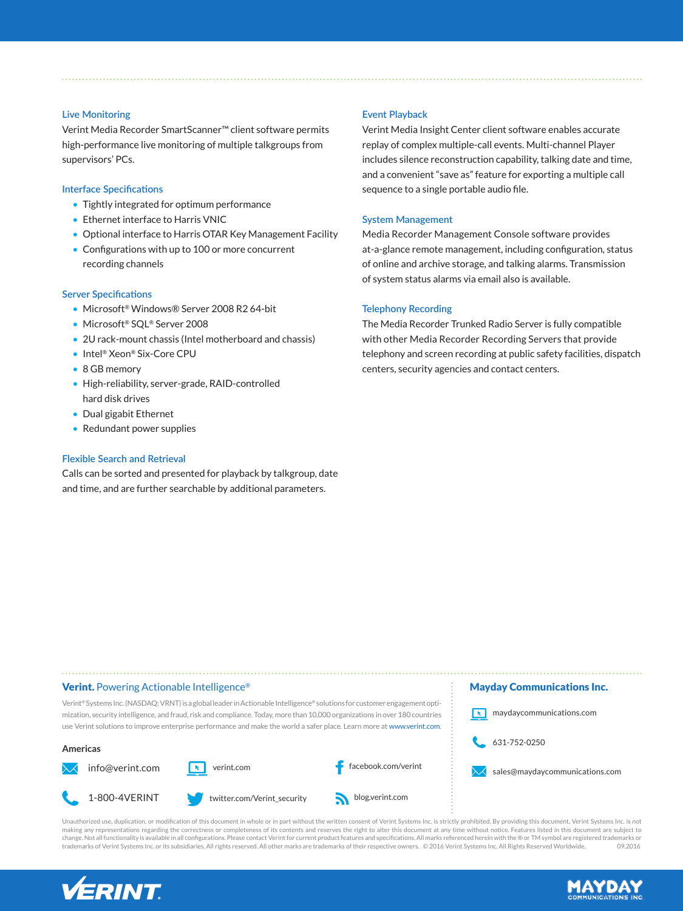### Live Monitoring

Verint Media Recorder SmartScanner™ client software permits high-performance live monitoring of multiple talkgroups from supervisors' PCs.

### Interface Specifications

- Tightly integrated for optimum performance
- Ethernet interface to Harris VNIC
- Optional interface to Harris OTAR Key Management Facility
- Configurations with up to 100 or more concurrent recording channels

### Server Specifications

- Microsoft® Windows® Server 2008 R2 64-bit
- Microsoft® SQL® Server 2008
- 2U rack-mount chassis (Intel motherboard and chassis)
- Intel® Xeon® Six-Core CPU
- 8 GB memory
- High-reliability, server-grade, RAID-controlled hard disk drives
- Dual gigabit Ethernet
- Redundant power supplies

### Flexible Search and Retrieval

Calls can be sorted and presented for playback by talkgroup, date and time, and are further searchable by additional parameters.

### Event Playback

Verint Media Insight Center client software enables accurate replay of complex multiple-call events. Multi-channel Player includes silence reconstruction capability, talking date and time, and a convenient "save as" feature for exporting a multiple call sequence to a single portable audio file.

### System Management

Media Recorder Management Console software provides at-a-glance remote management, including configuration, status of online and archive storage, and talking alarms. Transmission of system status alarms via email also is available.

### Telephony Recording

The Media Recorder Trunked Radio Server is fully compatible with other Media Recorder Recording Servers that provide telephony and screen recording at public safety facilities, dispatch centers, security agencies and contact centers.

---

**Verint.** Powering Actionable Intelligence®

Verint® Systems Inc. (NASDAQ: VRNT) is a global leader in Actionable Intelligence® solutions for customer engagement optimization, security intelligence, and fraud, risk and compliance. Today, more than 10,000 organizations in over 180 countries use Verint solutions to improve enterprise performance and make the world a safer place. Learn more at www.verint.com.

**Americas**

info@verint.com
verint.com
facebook.com/verint
1-800-4VERINT
twitter.com/Verint_security
blog.verint.com

**Mayday Communications Inc.**

maydaycommunications.com
631-752-0250
sales@maydaycommunications.com

Unauthorized use, duplication, or modification of this document in whole or in part without the written consent of Verint Systems Inc. is strictly prohibited. By providing this document, Verint Systems Inc. is not making any representations regarding the correctness or completeness of its contents and reserves the right to alter this document at any time without notice. Features listed in this document are subject to change. Not all functionality is available in all configurations. Please contact Verint for current product features and specifications. All marks referenced herein with the ® or TM symbol are registered trademarks or trademarks of Verint Systems Inc. or its subsidiaries. All rights reserved. All other marks are trademarks of their respective owners. © 2016 Verint Systems Inc. All Rights Reserved Worldwide. 09.2016

VERINT.

MAYDAY COMMUNICATIONS INC.